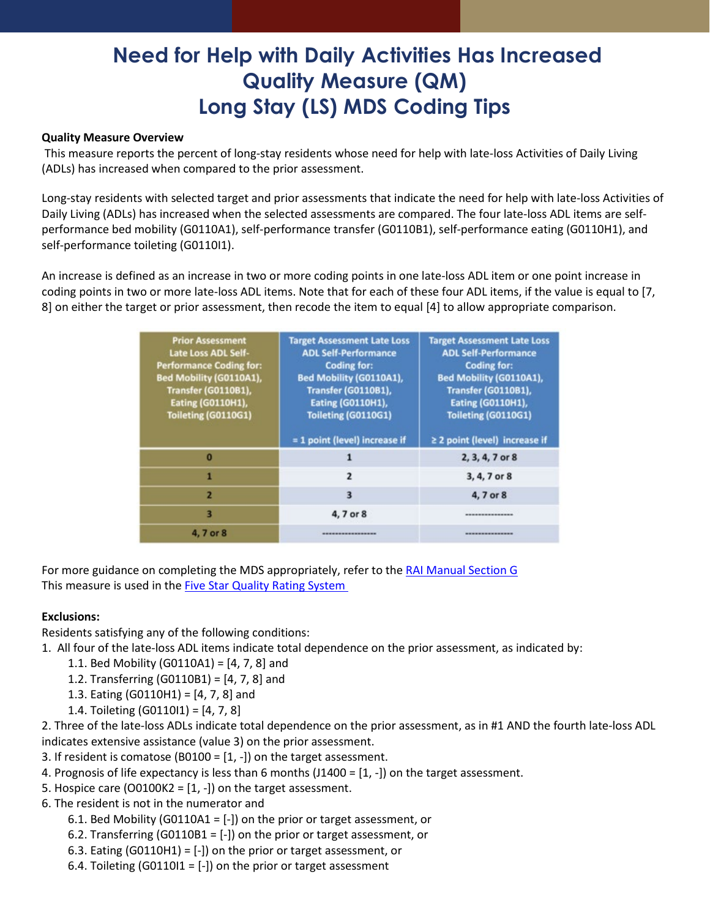# Need for Help with Daily Activities Has Increased Quality Measure (QM) Long Stay (LS) MDS Coding Tips

**Quality Measure Overview**

This measure reports the percent of long-stay residents whose need for help with late-loss Activities of Daily Living (ADLs) has increased when compared to the prior assessment.

Long-stay residents with selected target and prior assessments that indicate the need for help with late-loss Activities of Daily Living (ADLs) has increased when the selected assessments are compared. The four late-loss ADL items are self-performance bed mobility (G0110A1), self-performance transfer (G0110B1), self-performance eating (G0110H1), and self-performance toileting (G0110I1).

An increase is defined as an increase in two or more coding points in one late-loss ADL item or one point increase in coding points in two or more late-loss ADL items. Note that for each of these four ADL items, if the value is equal to [7, 8] on either the target or prior assessment, then recode the item to equal [4] to allow appropriate comparison.

| Prior Assessment Late Loss ADL Self-Performance Coding for: Bed Mobility (G0110A1), Transfer (G0110B1), Eating (G0110H1), Toileting (G0110G1) | Target Assessment Late Loss ADL Self-Performance Coding for: Bed Mobility (G0110A1), Transfer (G0110B1), Eating (G0110H1), Toileting (G0110G1) = 1 point (level) increase if | Target Assessment Late Loss ADL Self-Performance Coding for: Bed Mobility (G0110A1), Transfer (G0110B1), Eating (G0110H1), Toileting (G0110G1) ≥ 2 point (level) increase if |
|---|---|---|
| 0 | 1 | 2, 3, 4, 7 or 8 |
| 1 | 2 | 3, 4, 7 or 8 |
| 2 | 3 | 4, 7 or 8 |
| 3 | 4, 7 or 8 | --------------- |
| 4, 7 or 8 | ----------------- | --------------- |

For more guidance on completing the MDS appropriately, refer to the [RAI Manual Section G]()
This measure is used in the [Five Star Quality Rating System]()

**Exclusions:**

Residents satisfying any of the following conditions:

1. All four of the late-loss ADL items indicate total dependence on the prior assessment, as indicated by:
   1.1. Bed Mobility (G0110A1) = [4, 7, 8] and
   1.2. Transferring (G0110B1) = [4, 7, 8] and
   1.3. Eating (G0110H1) = [4, 7, 8] and
   1.4. Toileting (G0110I1) = [4, 7, 8]
2. Three of the late-loss ADLs indicate total dependence on the prior assessment, as in #1 AND the fourth late-loss ADL indicates extensive assistance (value 3) on the prior assessment.
3. If resident is comatose (B0100 = [1, -]) on the target assessment.
4. Prognosis of life expectancy is less than 6 months (J1400 = [1, -]) on the target assessment.
5. Hospice care (O0100K2 = [1, -]) on the target assessment.
6. The resident is not in the numerator and
   6.1. Bed Mobility (G0110A1 = [-]) on the prior or target assessment, or
   6.2. Transferring (G0110B1 = [-]) on the prior or target assessment, or
   6.3. Eating (G0110H1) = [-]) on the prior or target assessment, or
   6.4. Toileting (G0110I1 = [-]) on the prior or target assessment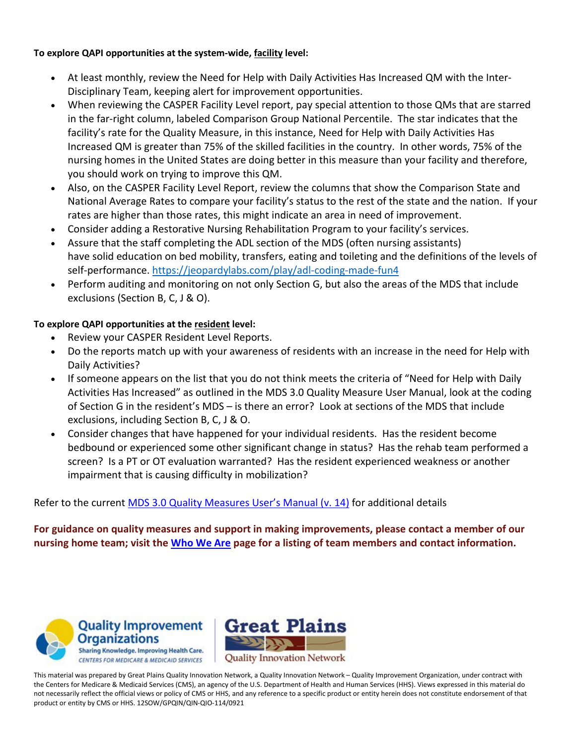**To explore QAPI opportunities at the system-wide, facility level:**

- At least monthly, review the Need for Help with Daily Activities Has Increased QM with the Inter-Disciplinary Team, keeping alert for improvement opportunities.
- When reviewing the CASPER Facility Level report, pay special attention to those QMs that are starred in the far-right column, labeled Comparison Group National Percentile. The star indicates that the facility's rate for the Quality Measure, in this instance, Need for Help with Daily Activities Has Increased QM is greater than 75% of the skilled facilities in the country. In other words, 75% of the nursing homes in the United States are doing better in this measure than your facility and therefore, you should work on trying to improve this QM.
- Also, on the CASPER Facility Level Report, review the columns that show the Comparison State and National Average Rates to compare your facility's status to the rest of the state and the nation. If your rates are higher than those rates, this might indicate an area in need of improvement.
- Consider adding a Restorative Nursing Rehabilitation Program to your facility's services.
- Assure that the staff completing the ADL section of the MDS (often nursing assistants) have solid education on bed mobility, transfers, eating and toileting and the definitions of the levels of self-performance. https://jeopardylabs.com/play/adl-coding-made-fun4
- Perform auditing and monitoring on not only Section G, but also the areas of the MDS that include exclusions (Section B, C, J & O).

**To explore QAPI opportunities at the resident level:**

- Review your CASPER Resident Level Reports.
- Do the reports match up with your awareness of residents with an increase in the need for Help with Daily Activities?
- If someone appears on the list that you do not think meets the criteria of "Need for Help with Daily Activities Has Increased" as outlined in the MDS 3.0 Quality Measure User Manual, look at the coding of Section G in the resident's MDS – is there an error? Look at sections of the MDS that include exclusions, including Section B, C, J & O.
- Consider changes that have happened for your individual residents. Has the resident become bedbound or experienced some other significant change in status? Has the rehab team performed a screen? Is a PT or OT evaluation warranted? Has the resident experienced weakness or another impairment that is causing difficulty in mobilization?

Refer to the current MDS 3.0 Quality Measures User's Manual (v. 14) for additional details

**For guidance on quality measures and support in making improvements, please contact a member of our nursing home team; visit the Who We Are page for a listing of team members and contact information.**

This material was prepared by Great Plains Quality Innovation Network, a Quality Innovation Network – Quality Improvement Organization, under contract with the Centers for Medicare & Medicaid Services (CMS), an agency of the U.S. Department of Health and Human Services (HHS). Views expressed in this material do not necessarily reflect the official views or policy of CMS or HHS, and any reference to a specific product or entity herein does not constitute endorsement of that product or entity by CMS or HHS. 12SOW/GPQIN/QIN-QIO-114/0921